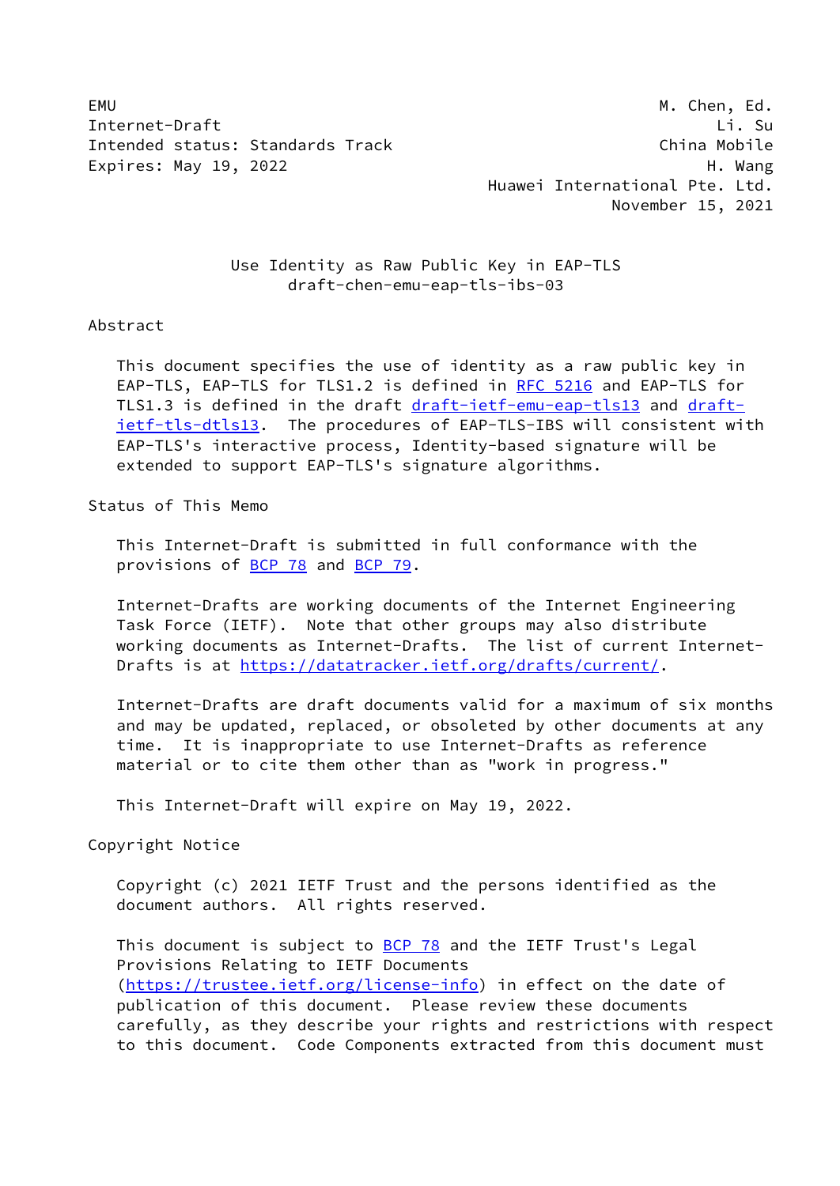EMU M. Chen, Ed.
Internet-Draft Li. Su
Intended status: Standards Track China Mobile
Expires: May 19, 2022 H. Wang
Huawei International Pte. Ltd.
November 15, 2021

# Use Identity as Raw Public Key in EAP-TLS
draft-chen-emu-eap-tls-ibs-03

## Abstract

This document specifies the use of identity as a raw public key in EAP-TLS, EAP-TLS for TLS1.2 is defined in RFC 5216 and EAP-TLS for TLS1.3 is defined in the draft draft-ietf-emu-eap-tls13 and draft-ietf-tls-dtls13. The procedures of EAP-TLS-IBS will consistent with EAP-TLS's interactive process, Identity-based signature will be extended to support EAP-TLS's signature algorithms.

## Status of This Memo

This Internet-Draft is submitted in full conformance with the provisions of BCP 78 and BCP 79.

Internet-Drafts are working documents of the Internet Engineering Task Force (IETF). Note that other groups may also distribute working documents as Internet-Drafts. The list of current Internet-Drafts is at https://datatracker.ietf.org/drafts/current/.

Internet-Drafts are draft documents valid for a maximum of six months and may be updated, replaced, or obsoleted by other documents at any time. It is inappropriate to use Internet-Drafts as reference material or to cite them other than as "work in progress."

This Internet-Draft will expire on May 19, 2022.

## Copyright Notice

Copyright (c) 2021 IETF Trust and the persons identified as the document authors. All rights reserved.

This document is subject to BCP 78 and the IETF Trust's Legal Provisions Relating to IETF Documents (https://trustee.ietf.org/license-info) in effect on the date of publication of this document. Please review these documents carefully, as they describe your rights and restrictions with respect to this document. Code Components extracted from this document must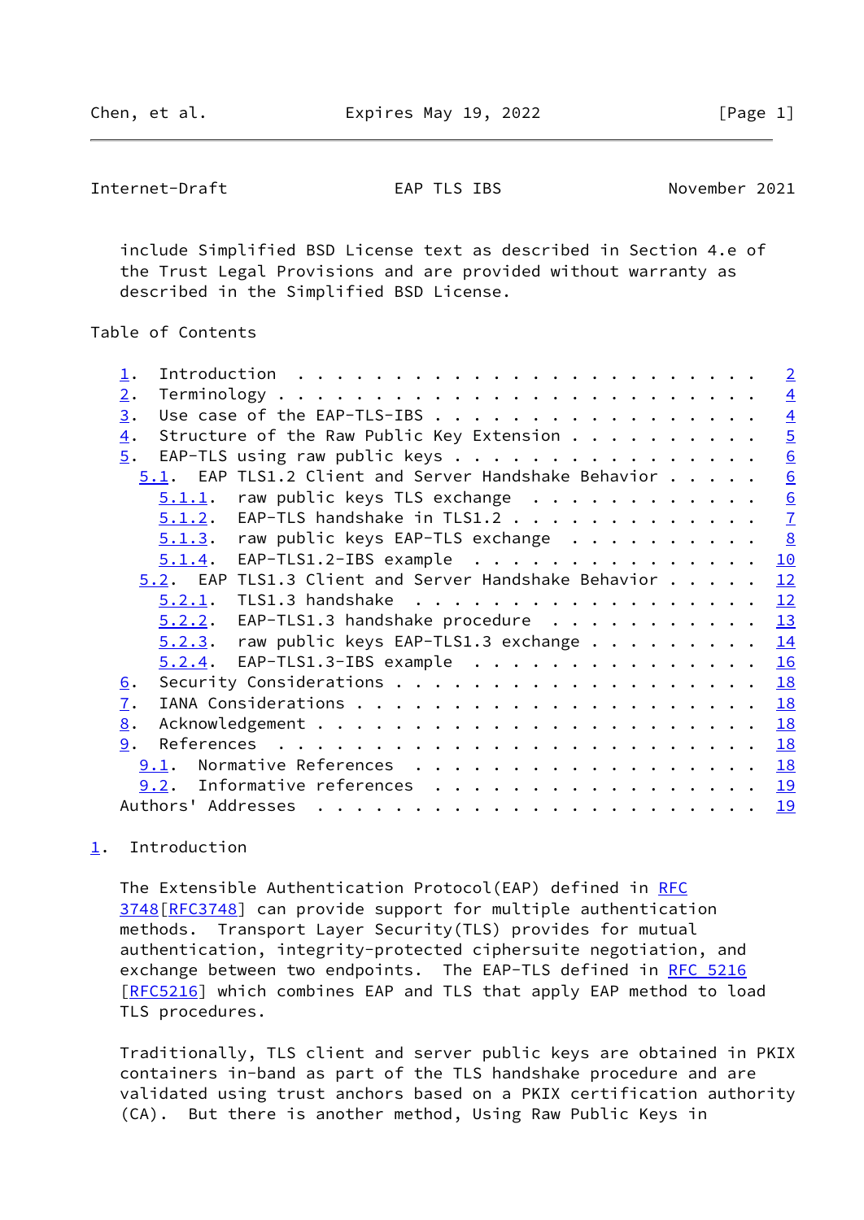include Simplified BSD License text as described in Section 4.e of the Trust Legal Provisions and are provided without warranty as described in the Simplified BSD License.

Table of Contents

1. Introduction . . . . . . . . . . . . . . . . . . . . . . . . 2
2. Terminology . . . . . . . . . . . . . . . . . . . . . . . . 4
3. Use case of the EAP-TLS-IBS . . . . . . . . . . . . . . . . 4
4. Structure of the Raw Public Key Extension . . . . . . . . . 5
5. EAP-TLS using raw public keys . . . . . . . . . . . . . . . 6
   5.1. EAP TLS1.2 Client and Server Handshake Behavior . . . . . 6
      5.1.1. raw public keys TLS exchange . . . . . . . . . . . . 6
      5.1.2. EAP-TLS handshake in TLS1.2 . . . . . . . . . . . . . 7
      5.1.3. raw public keys EAP-TLS exchange . . . . . . . . . . 8
      5.1.4. EAP-TLS1.2-IBS example . . . . . . . . . . . . . . . 10
   5.2. EAP TLS1.3 Client and Server Handshake Behavior . . . . . 12
      5.2.1. TLS1.3 handshake . . . . . . . . . . . . . . . . . . 12
      5.2.2. EAP-TLS1.3 handshake procedure . . . . . . . . . . . 13
      5.2.3. raw public keys EAP-TLS1.3 exchange . . . . . . . . . 14
      5.2.4. EAP-TLS1.3-IBS example . . . . . . . . . . . . . . . 16
6. Security Considerations . . . . . . . . . . . . . . . . . . 18
7. IANA Considerations . . . . . . . . . . . . . . . . . . . . 18
8. Acknowledgement . . . . . . . . . . . . . . . . . . . . . . 18
9. References . . . . . . . . . . . . . . . . . . . . . . . . 18
   9.1. Normative References . . . . . . . . . . . . . . . . . . 18
   9.2. Informative references . . . . . . . . . . . . . . . . . 19
Authors' Addresses . . . . . . . . . . . . . . . . . . . . . . 19

## 1. Introduction

The Extensible Authentication Protocol(EAP) defined in RFC 3748[RFC3748] can provide support for multiple authentication methods. Transport Layer Security(TLS) provides for mutual authentication, integrity-protected ciphersuite negotiation, and exchange between two endpoints. The EAP-TLS defined in RFC 5216 [RFC5216] which combines EAP and TLS that apply EAP method to load TLS procedures.

Traditionally, TLS client and server public keys are obtained in PKIX containers in-band as part of the TLS handshake procedure and are validated using trust anchors based on a PKIX certification authority (CA). But there is another method, Using Raw Public Keys in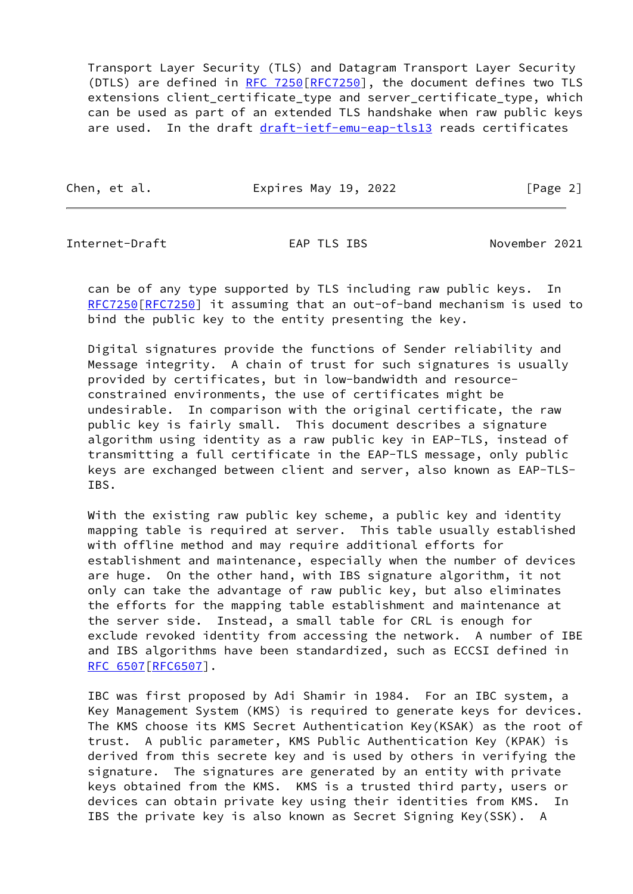Transport Layer Security (TLS) and Datagram Transport Layer Security (DTLS) are defined in RFC 7250[RFC7250], the document defines two TLS extensions client_certificate_type and server_certificate_type, which can be used as part of an extended TLS handshake when raw public keys are used. In the draft draft-ietf-emu-eap-tls13 reads certificates can be of any type supported by TLS including raw public keys. In RFC7250[RFC7250] it assuming that an out-of-band mechanism is used to bind the public key to the entity presenting the key.

Digital signatures provide the functions of Sender reliability and Message integrity. A chain of trust for such signatures is usually provided by certificates, but in low-bandwidth and resource-constrained environments, the use of certificates might be undesirable. In comparison with the original certificate, the raw public key is fairly small. This document describes a signature algorithm using identity as a raw public key in EAP-TLS, instead of transmitting a full certificate in the EAP-TLS message, only public keys are exchanged between client and server, also known as EAP-TLS-IBS.

With the existing raw public key scheme, a public key and identity mapping table is required at server. This table usually established with offline method and may require additional efforts for establishment and maintenance, especially when the number of devices are huge. On the other hand, with IBS signature algorithm, it not only can take the advantage of raw public key, but also eliminates the efforts for the mapping table establishment and maintenance at the server side. Instead, a small table for CRL is enough for exclude revoked identity from accessing the network. A number of IBE and IBS algorithms have been standardized, such as ECCSI defined in RFC 6507[RFC6507].

IBC was first proposed by Adi Shamir in 1984. For an IBC system, a Key Management System (KMS) is required to generate keys for devices. The KMS choose its KMS Secret Authentication Key(KSAK) as the root of trust. A public parameter, KMS Public Authentication Key (KPAK) is derived from this secrete key and is used by others in verifying the signature. The signatures are generated by an entity with private keys obtained from the KMS. KMS is a trusted third party, users or devices can obtain private key using their identities from KMS. In IBS the private key is also known as Secret Signing Key(SSK). A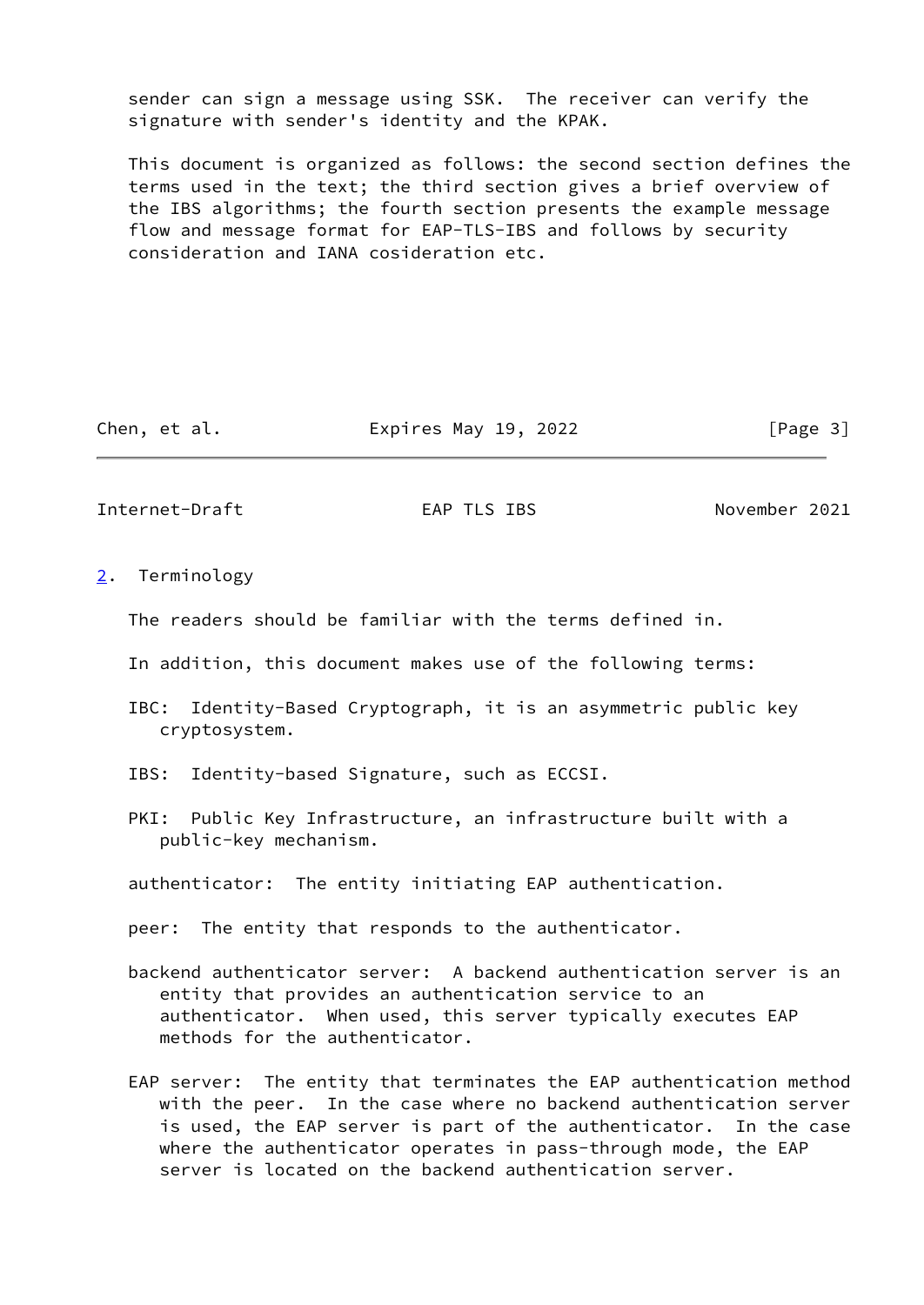sender can sign a message using SSK. The receiver can verify the signature with sender's identity and the KPAK.

This document is organized as follows: the second section defines the terms used in the text; the third section gives a brief overview of the IBS algorithms; the fourth section presents the example message flow and message format for EAP-TLS-IBS and follows by security consideration and IANA cosideration etc.

## 2. Terminology

The readers should be familiar with the terms defined in.

In addition, this document makes use of the following terms:

IBC: Identity-Based Cryptograph, it is an asymmetric public key cryptosystem.

IBS: Identity-based Signature, such as ECCSI.

PKI: Public Key Infrastructure, an infrastructure built with a public-key mechanism.

authenticator: The entity initiating EAP authentication.

peer: The entity that responds to the authenticator.

backend authenticator server: A backend authentication server is an entity that provides an authentication service to an authenticator. When used, this server typically executes EAP methods for the authenticator.

EAP server: The entity that terminates the EAP authentication method with the peer. In the case where no backend authentication server is used, the EAP server is part of the authenticator. In the case where the authenticator operates in pass-through mode, the EAP server is located on the backend authentication server.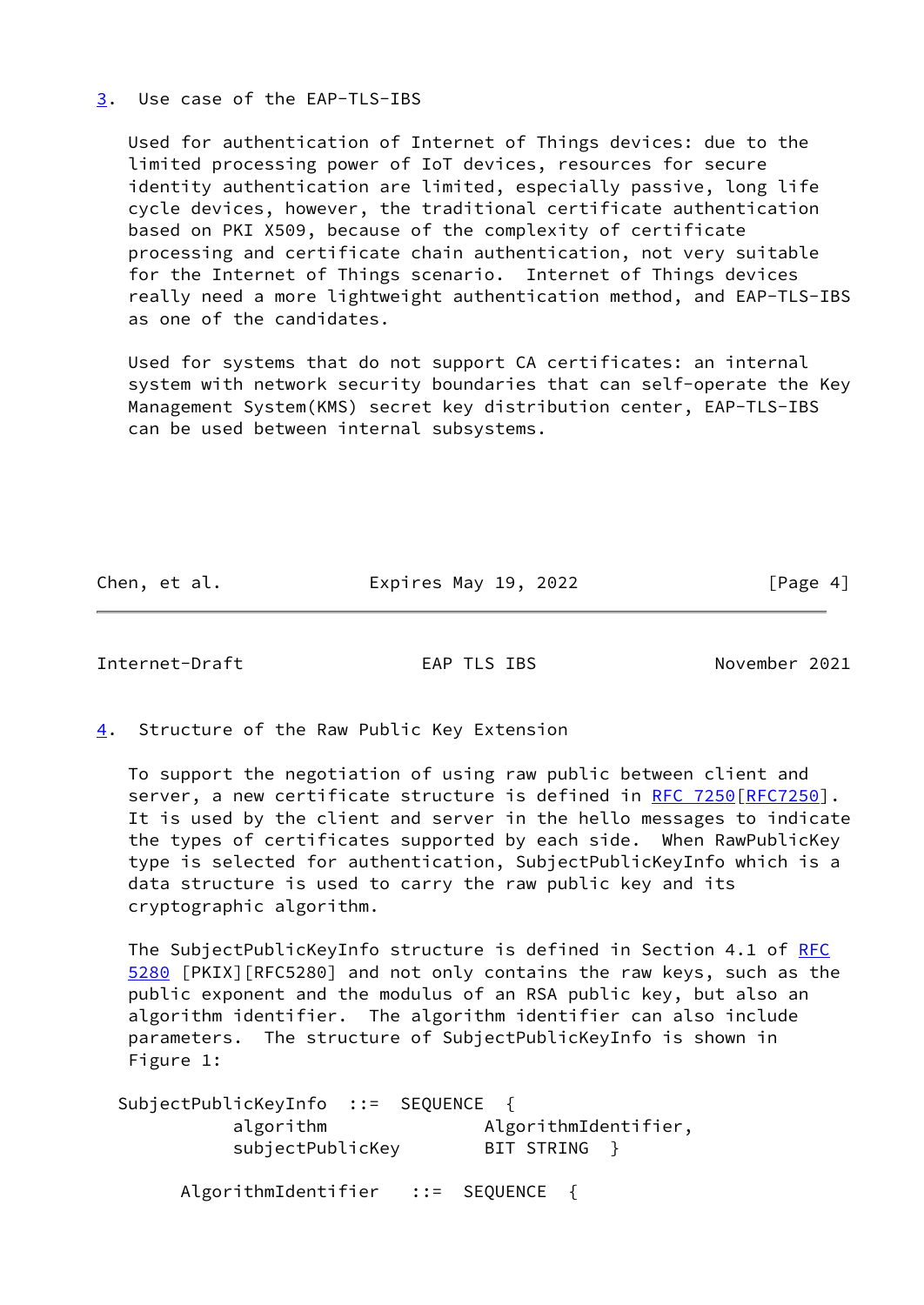## 3. Use case of the EAP-TLS-IBS

Used for authentication of Internet of Things devices: due to the limited processing power of IoT devices, resources for secure identity authentication are limited, especially passive, long life cycle devices, however, the traditional certificate authentication based on PKI X509, because of the complexity of certificate processing and certificate chain authentication, not very suitable for the Internet of Things scenario. Internet of Things devices really need a more lightweight authentication method, and EAP-TLS-IBS as one of the candidates.

Used for systems that do not support CA certificates: an internal system with network security boundaries that can self-operate the Key Management System(KMS) secret key distribution center, EAP-TLS-IBS can be used between internal subsystems.

## 4. Structure of the Raw Public Key Extension

To support the negotiation of using raw public between client and server, a new certificate structure is defined in RFC 7250[RFC7250]. It is used by the client and server in the hello messages to indicate the types of certificates supported by each side. When RawPublicKey type is selected for authentication, SubjectPublicKeyInfo which is a data structure is used to carry the raw public key and its cryptographic algorithm.

The SubjectPublicKeyInfo structure is defined in Section 4.1 of RFC 5280 [PKIX][RFC5280] and not only contains the raw keys, such as the public exponent and the modulus of an RSA public key, but also an algorithm identifier. The algorithm identifier can also include parameters. The structure of SubjectPublicKeyInfo is shown in Figure 1:

```
  SubjectPublicKeyInfo  ::=  SEQUENCE  {
            algorithm               AlgorithmIdentifier,
            subjectPublicKey        BIT STRING  }

        AlgorithmIdentifier   ::=  SEQUENCE  {
```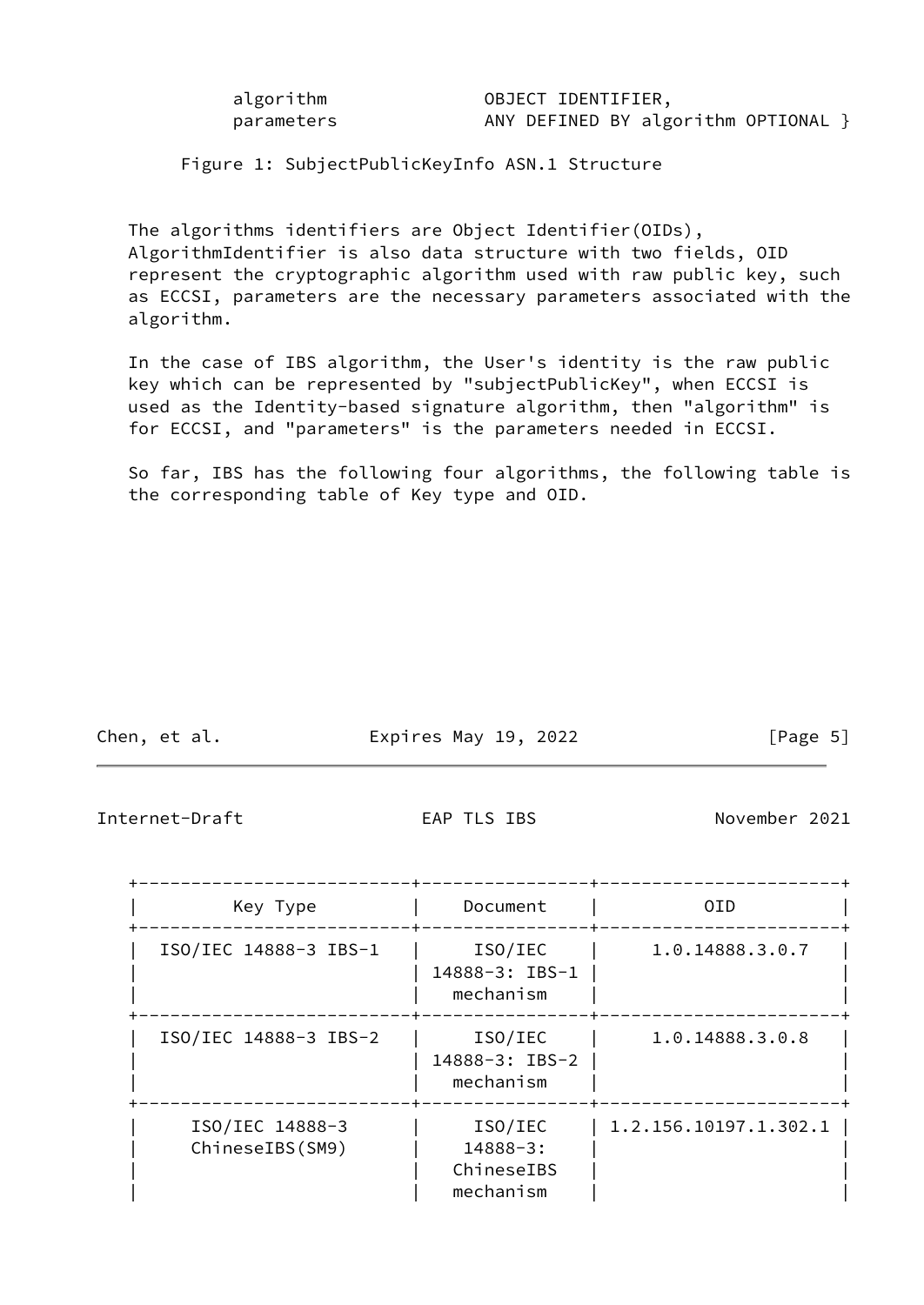```
        algorithm               OBJECT IDENTIFIER,
        parameters              ANY DEFINED BY algorithm OPTIONAL }
```

Figure 1: SubjectPublicKeyInfo ASN.1 Structure

The algorithms identifiers are Object Identifier(OIDs), AlgorithmIdentifier is also data structure with two fields, OID represent the cryptographic algorithm used with raw public key, such as ECCSI, parameters are the necessary parameters associated with the algorithm.

In the case of IBS algorithm, the User's identity is the raw public key which can be represented by "subjectPublicKey", when ECCSI is used as the Identity-based signature algorithm, then "algorithm" is for ECCSI, and "parameters" is the parameters needed in ECCSI.

So far, IBS has the following four algorithms, the following table is the corresponding table of Key type and OID.

| Key Type | Document | OID |
|---|---|---|
| ISO/IEC 14888-3 IBS-1 | ISO/IEC 14888-3: IBS-1 mechanism | 1.0.14888.3.0.7 |
| ISO/IEC 14888-3 IBS-2 | ISO/IEC 14888-3: IBS-2 mechanism | 1.0.14888.3.0.8 |
| ISO/IEC 14888-3 ChineseIBS(SM9) | ISO/IEC 14888-3: ChineseIBS mechanism | 1.2.156.10197.1.302.1 |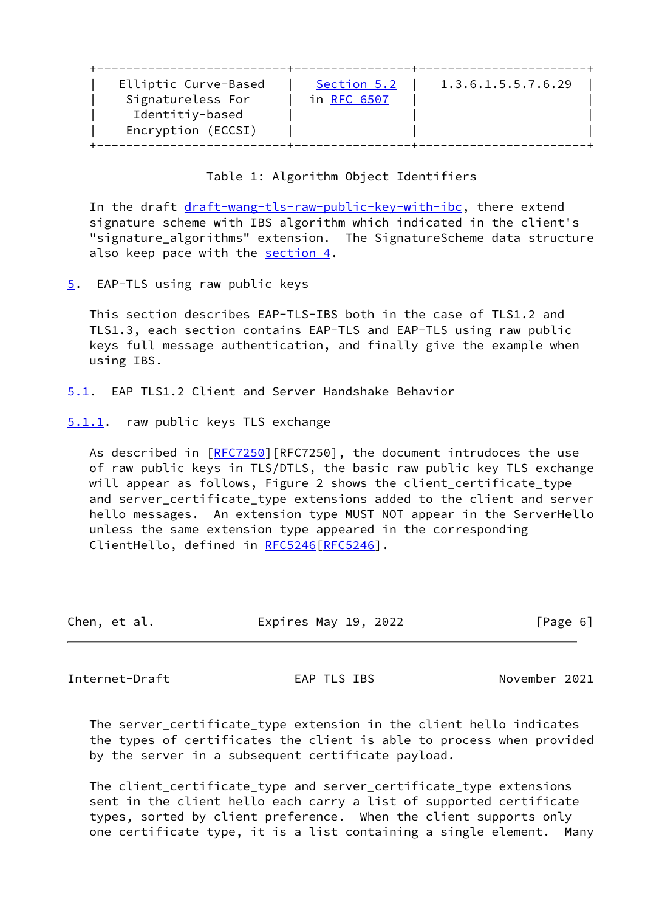| | | |
|---|---|---|
| Elliptic Curve-Based Signatureless For Identitiy-based Encryption (ECCSI) | Section 5.2 in RFC 6507 | 1.3.6.1.5.5.7.6.29 |

Table 1: Algorithm Object Identifiers

In the draft draft-wang-tls-raw-public-key-with-ibc, there extend signature scheme with IBS algorithm which indicated in the client's "signature_algorithms" extension. The SignatureScheme data structure also keep pace with the section 4.

## 5. EAP-TLS using raw public keys

This section describes EAP-TLS-IBS both in the case of TLS1.2 and TLS1.3, each section contains EAP-TLS and EAP-TLS using raw public keys full message authentication, and finally give the example when using IBS.

### 5.1. EAP TLS1.2 Client and Server Handshake Behavior

#### 5.1.1. raw public keys TLS exchange

As described in [RFC7250][RFC7250], the document intrudoces the use of raw public keys in TLS/DTLS, the basic raw public key TLS exchange will appear as follows, Figure 2 shows the client_certificate_type and server_certificate_type extensions added to the client and server hello messages. An extension type MUST NOT appear in the ServerHello unless the same extension type appeared in the corresponding ClientHello, defined in RFC5246[RFC5246].

The server_certificate_type extension in the client hello indicates the types of certificates the client is able to process when provided by the server in a subsequent certificate payload.

The client_certificate_type and server_certificate_type extensions sent in the client hello each carry a list of supported certificate types, sorted by client preference. When the client supports only one certificate type, it is a list containing a single element. Many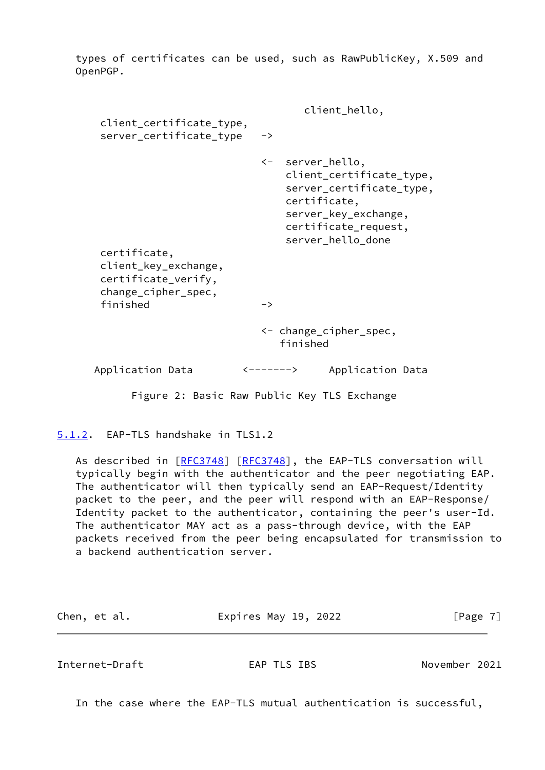types of certificates can be used, such as RawPublicKey, X.509 and OpenPGP.

```
                                     client_hello,
    client_certificate_type,
    server_certificate_type   ->

                              <-  server_hello,
                                  client_certificate_type,
                                  server_certificate_type,
                                  certificate,
                                  server_key_exchange,
                                  certificate_request,
                                  server_hello_done
    certificate,
    client_key_exchange,
    certificate_verify,
    change_cipher_spec,
    finished                  ->

                              <- change_cipher_spec,
                                 finished

   Application Data        <------->     Application Data
```

Figure 2: Basic Raw Public Key TLS Exchange

### 5.1.2. EAP-TLS handshake in TLS1.2

As described in [RFC3748] [RFC3748], the EAP-TLS conversation will typically begin with the authenticator and the peer negotiating EAP. The authenticator will then typically send an EAP-Request/Identity packet to the peer, and the peer will respond with an EAP-Response/ Identity packet to the authenticator, containing the peer's user-Id. The authenticator MAY act as a pass-through device, with the EAP packets received from the peer being encapsulated for transmission to a backend authentication server.

In the case where the EAP-TLS mutual authentication is successful,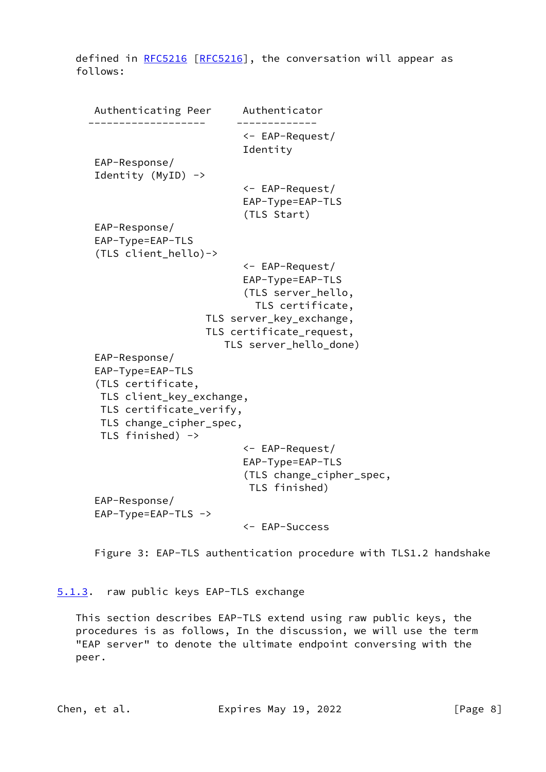defined in RFC5216 [RFC5216], the conversation will appear as follows:

```
   Authenticating Peer     Authenticator
  -------------------     -------------
                           <- EAP-Request/
                           Identity
   EAP-Response/
   Identity (MyID) ->
                           <- EAP-Request/
                           EAP-Type=EAP-TLS
                           (TLS Start)
   EAP-Response/
   EAP-Type=EAP-TLS
   (TLS client_hello)->
                           <- EAP-Request/
                           EAP-Type=EAP-TLS
                           (TLS server_hello,
                             TLS certificate,
                     TLS server_key_exchange,
                     TLS certificate_request,
                        TLS server_hello_done)
   EAP-Response/
   EAP-Type=EAP-TLS
   (TLS certificate,
    TLS client_key_exchange,
    TLS certificate_verify,
    TLS change_cipher_spec,
    TLS finished) ->
                           <- EAP-Request/
                           EAP-Type=EAP-TLS
                           (TLS change_cipher_spec,
                            TLS finished)
   EAP-Response/
   EAP-Type=EAP-TLS ->
                           <- EAP-Success
```

Figure 3: EAP-TLS authentication procedure with TLS1.2 handshake

### 5.1.3. raw public keys EAP-TLS exchange

This section describes EAP-TLS extend using raw public keys, the procedures is as follows, In the discussion, we will use the term "EAP server" to denote the ultimate endpoint conversing with the peer.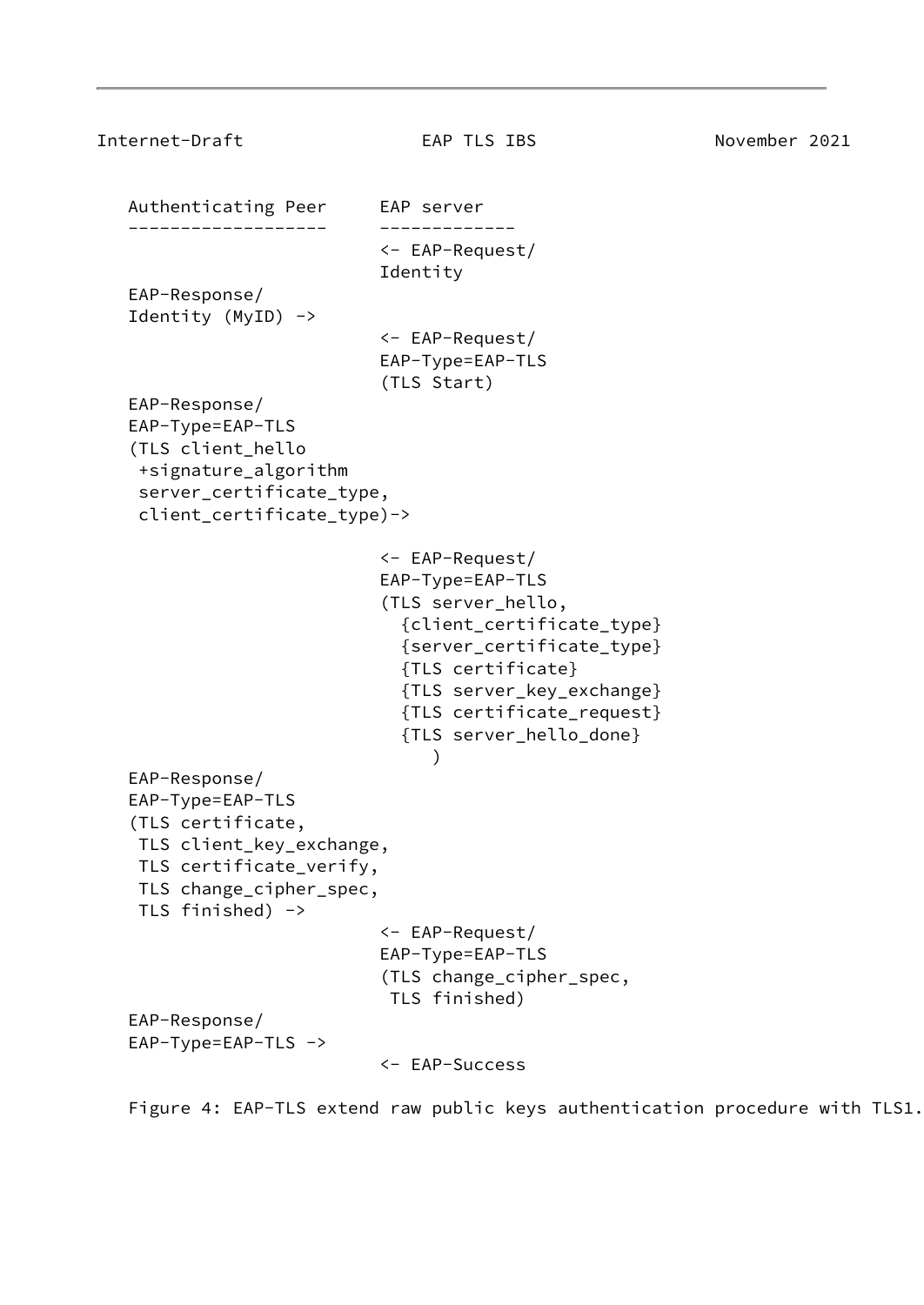```
   Authenticating Peer     EAP server
   -------------------     -------------
                           <- EAP-Request/
                           Identity
   EAP-Response/
   Identity (MyID) ->
                           <- EAP-Request/
                           EAP-Type=EAP-TLS
                           (TLS Start)
   EAP-Response/
   EAP-Type=EAP-TLS
   (TLS client_hello
    +signature_algorithm
    server_certificate_type,
    client_certificate_type)->

                           <- EAP-Request/
                           EAP-Type=EAP-TLS
                           (TLS server_hello,
                             {client_certificate_type}
                             {server_certificate_type}
                             {TLS certificate}
                             {TLS server_key_exchange}
                             {TLS certificate_request}
                             {TLS server_hello_done}
                                )
   EAP-Response/
   EAP-Type=EAP-TLS
   (TLS certificate,
    TLS client_key_exchange,
    TLS certificate_verify,
    TLS change_cipher_spec,
    TLS finished) ->
                           <- EAP-Request/
                           EAP-Type=EAP-TLS
                           (TLS change_cipher_spec,
                            TLS finished)
   EAP-Response/
   EAP-Type=EAP-TLS ->
                           <- EAP-Success
```

Figure 4: EAP-TLS extend raw public keys authentication procedure with TLS1.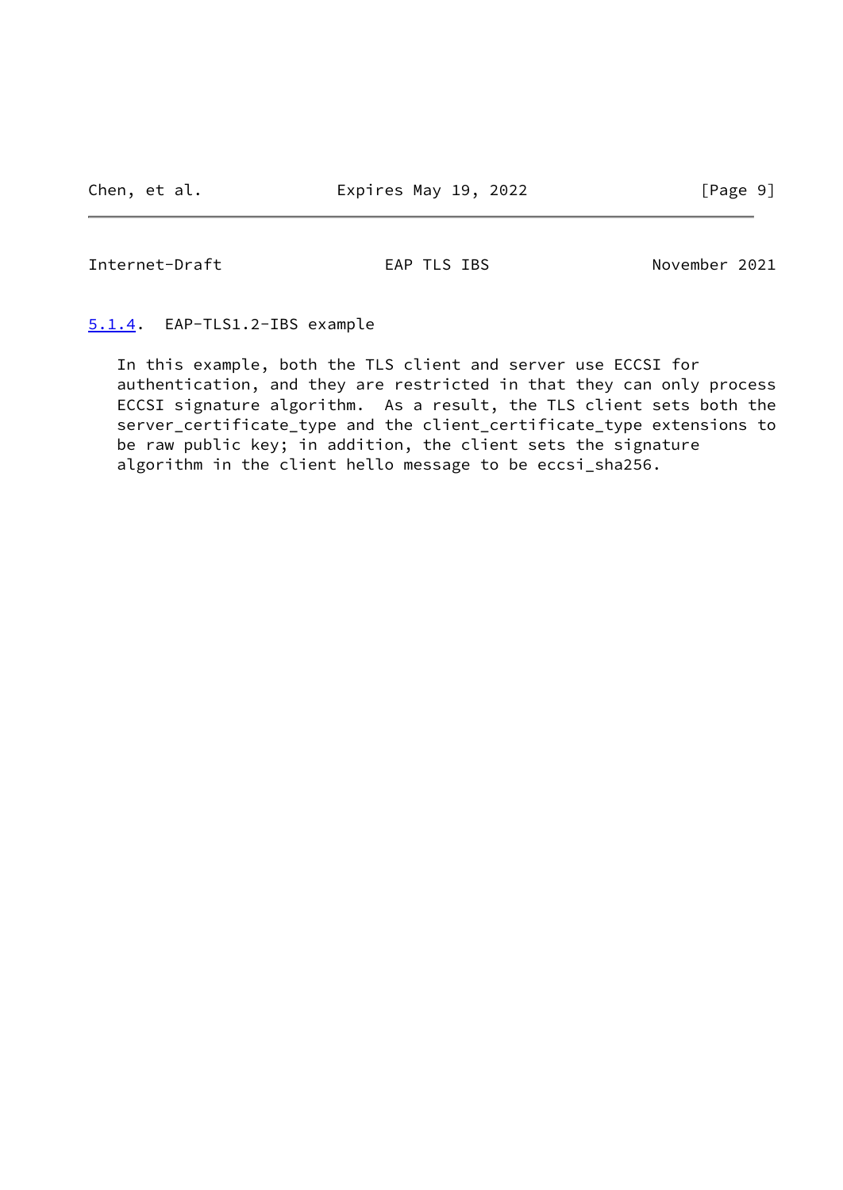#### 5.1.4. EAP-TLS1.2-IBS example

In this example, both the TLS client and server use ECCSI for authentication, and they are restricted in that they can only process ECCSI signature algorithm. As a result, the TLS client sets both the server_certificate_type and the client_certificate_type extensions to be raw public key; in addition, the client sets the signature algorithm in the client hello message to be eccsi_sha256.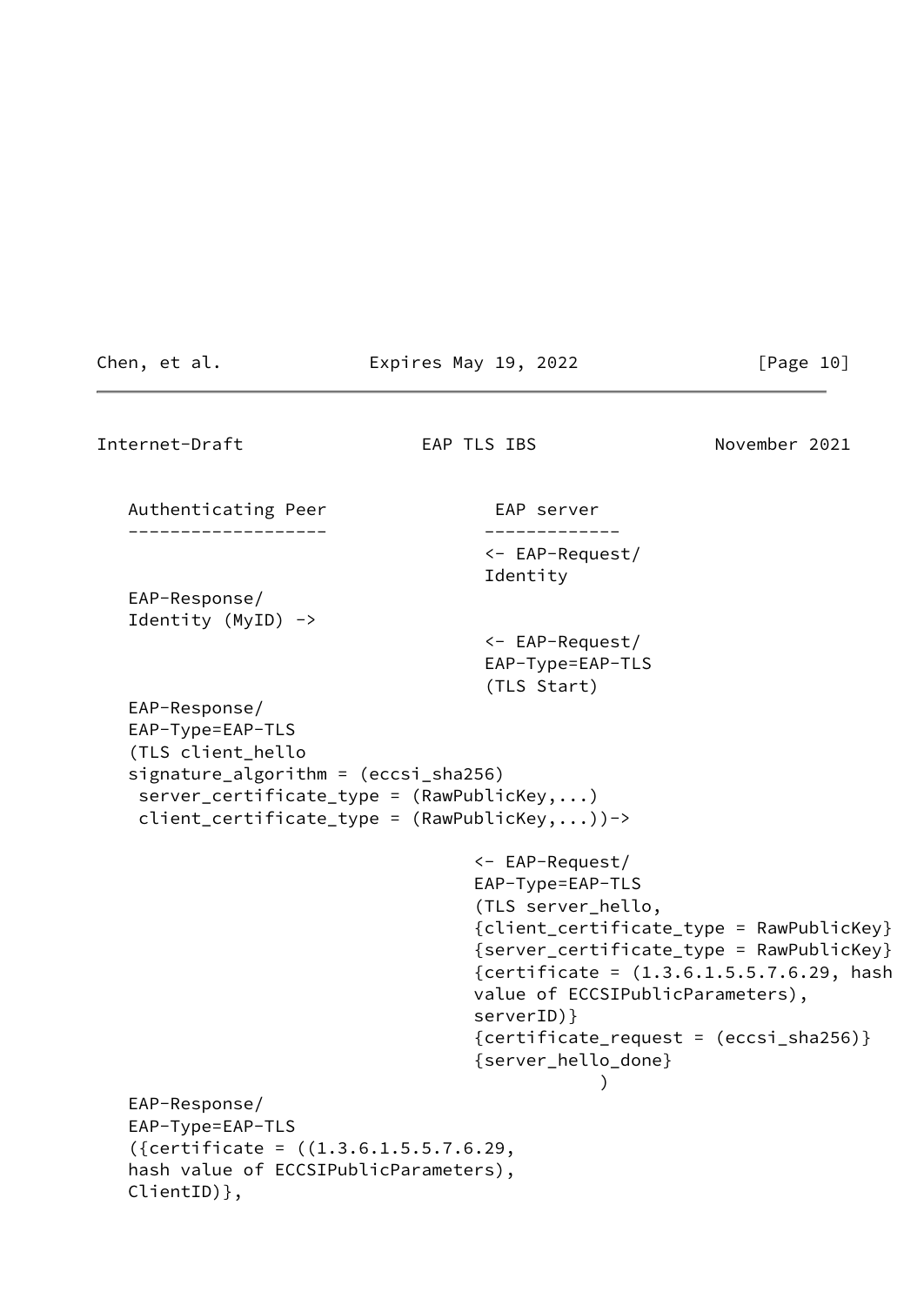```
   Authenticating Peer                 EAP server
   -------------------                -------------
                                      <- EAP-Request/
                                      Identity
   EAP-Response/
   Identity (MyID) ->
                                      <- EAP-Request/
                                      EAP-Type=EAP-TLS
                                      (TLS Start)
   EAP-Response/
   EAP-Type=EAP-TLS
   (TLS client_hello
   signature_algorithm = (eccsi_sha256)
    server_certificate_type = (RawPublicKey,...)
    client_certificate_type = (RawPublicKey,...))->

                                     <- EAP-Request/
                                     EAP-Type=EAP-TLS
                                     (TLS server_hello,
                                     {client_certificate_type = RawPublicKey}
                                     {server_certificate_type = RawPublicKey}
                                     {certificate = (1.3.6.1.5.5.7.6.29, hash
                                     value of ECCSIPublicParameters),
                                     serverID)}
                                     {certificate_request = (eccsi_sha256)}
                                     {server_hello_done}
                                                 )
   EAP-Response/
   EAP-Type=EAP-TLS
   ({certificate = ((1.3.6.1.5.5.7.6.29,
   hash value of ECCSIPublicParameters),
   ClientID)},
```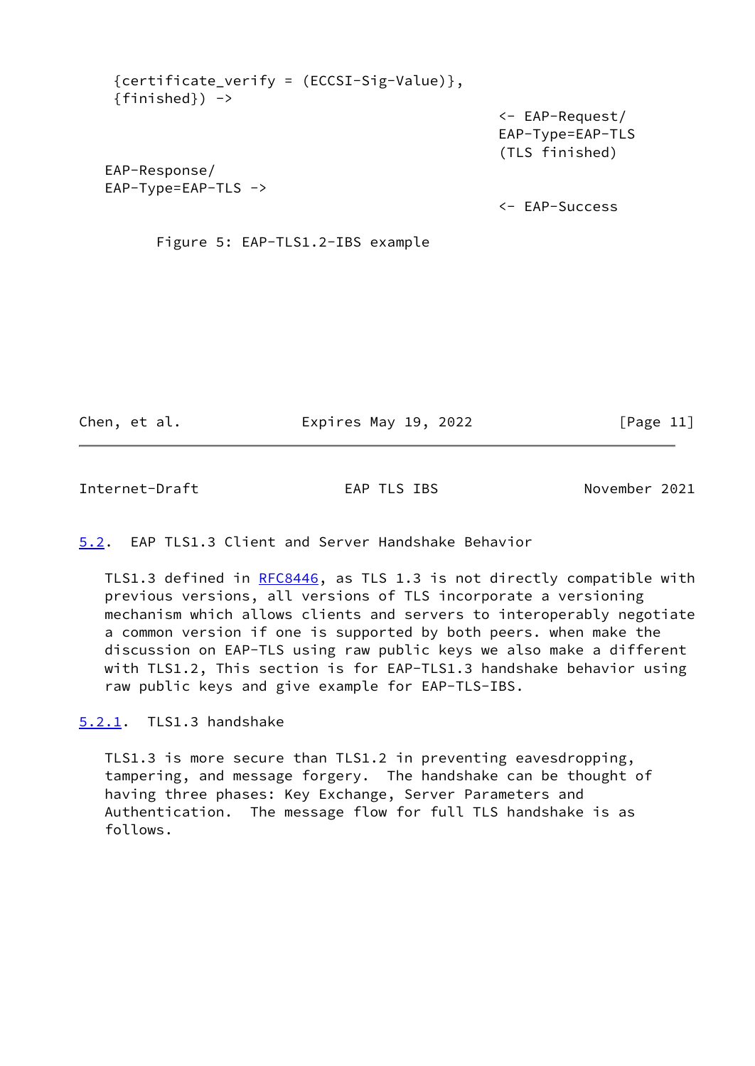```
    {certificate_verify = (ECCSI-Sig-Value)},
    {finished}) ->
                                              <- EAP-Request/
                                              EAP-Type=EAP-TLS
                                              (TLS finished)

   EAP-Response/
   EAP-Type=EAP-TLS ->
                                              <- EAP-Success

         Figure 5: EAP-TLS1.2-IBS example
```

## 5.2. EAP TLS1.3 Client and Server Handshake Behavior

TLS1.3 defined in RFC8446, as TLS 1.3 is not directly compatible with previous versions, all versions of TLS incorporate a versioning mechanism which allows clients and servers to interoperably negotiate a common version if one is supported by both peers. when make the discussion on EAP-TLS using raw public keys we also make a different with TLS1.2, This section is for EAP-TLS1.3 handshake behavior using raw public keys and give example for EAP-TLS-IBS.

### 5.2.1. TLS1.3 handshake

TLS1.3 is more secure than TLS1.2 in preventing eavesdropping, tampering, and message forgery. The handshake can be thought of having three phases: Key Exchange, Server Parameters and Authentication. The message flow for full TLS handshake is as follows.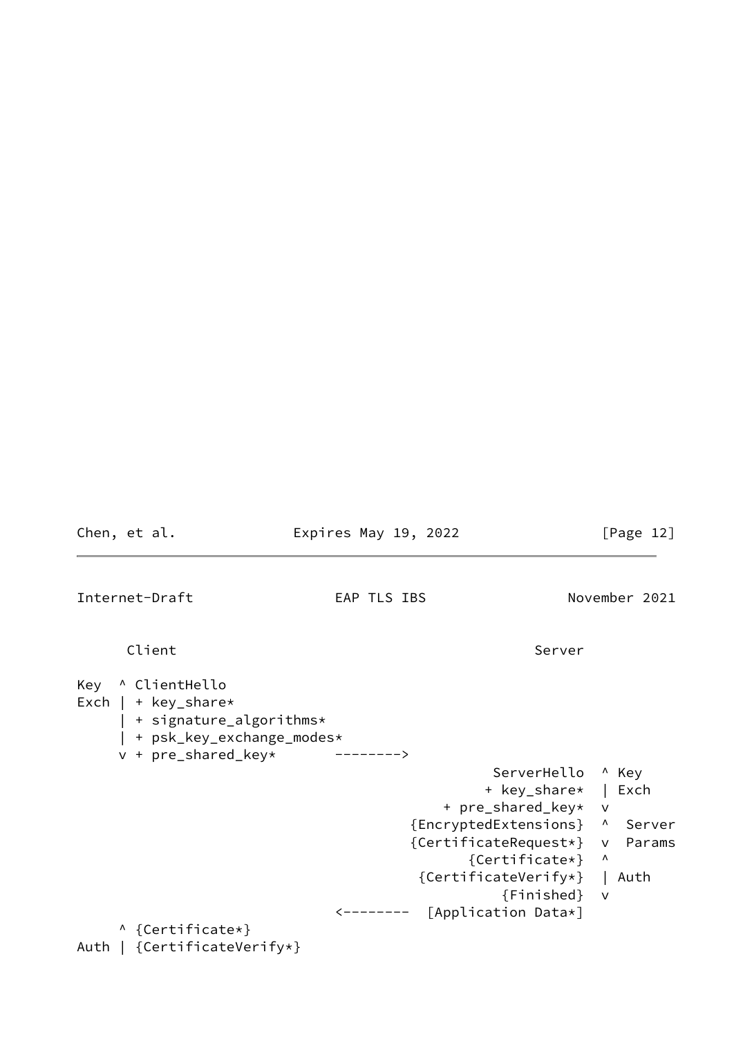```
      Client                                           Server

Key  ^ ClientHello
Exch | + key_share*
     | + signature_algorithms*
     | + psk_key_exchange_modes*
     v + pre_shared_key*       -------->
                                                  ServerHello  ^ Key
                                                 + key_share*  | Exch
                                            + pre_shared_key*  v
                                        {EncryptedExtensions}  ^  Server
                                        {CertificateRequest*}  v  Params
                                               {Certificate*}  ^
                                         {CertificateVerify*}  | Auth
                                                   {Finished}  v
                               <--------  [Application Data*]
     ^ {Certificate*}
Auth | {CertificateVerify*}
```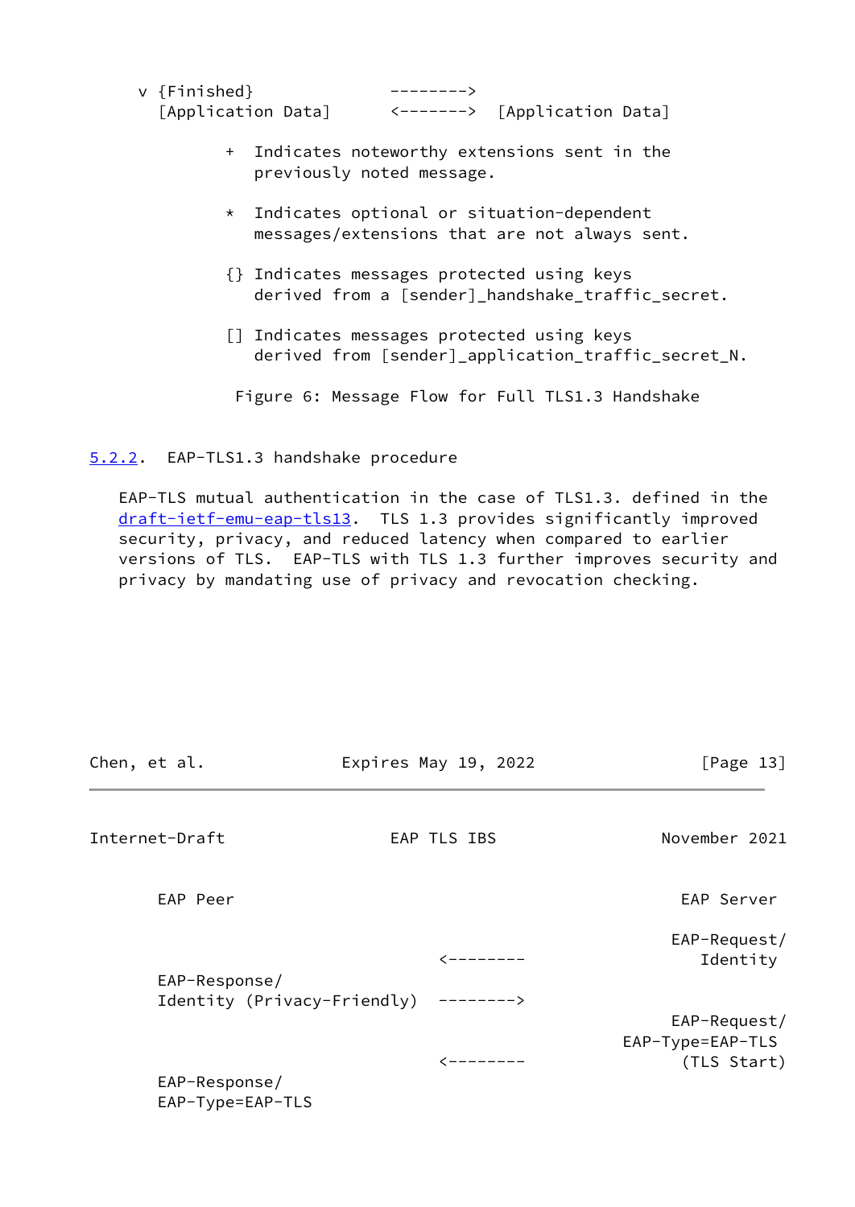```
      v {Finished}              -------->
        [Application Data]      <------->  [Application Data]

              +  Indicates noteworthy extensions sent in the
                 previously noted message.

              *  Indicates optional or situation-dependent
                 messages/extensions that are not always sent.

              {} Indicates messages protected using keys
                 derived from a [sender]_handshake_traffic_secret.

              [] Indicates messages protected using keys
                 derived from [sender]_application_traffic_secret_N.

               Figure 6: Message Flow for Full TLS1.3 Handshake
```

### 5.2.2. EAP-TLS1.3 handshake procedure

EAP-TLS mutual authentication in the case of TLS1.3. defined in the draft-ietf-emu-eap-tls13. TLS 1.3 provides significantly improved security, privacy, and reduced latency when compared to earlier versions of TLS. EAP-TLS with TLS 1.3 further improves security and privacy by mandating use of privacy and revocation checking.

```
       EAP Peer                                           EAP Server

                                                         EAP-Request/
                                    <--------               Identity
       EAP-Response/
       Identity (Privacy-Friendly)  -------->
                                                         EAP-Request/
                                                     EAP-Type=EAP-TLS
                                    <--------              (TLS Start)
       EAP-Response/
       EAP-Type=EAP-TLS
```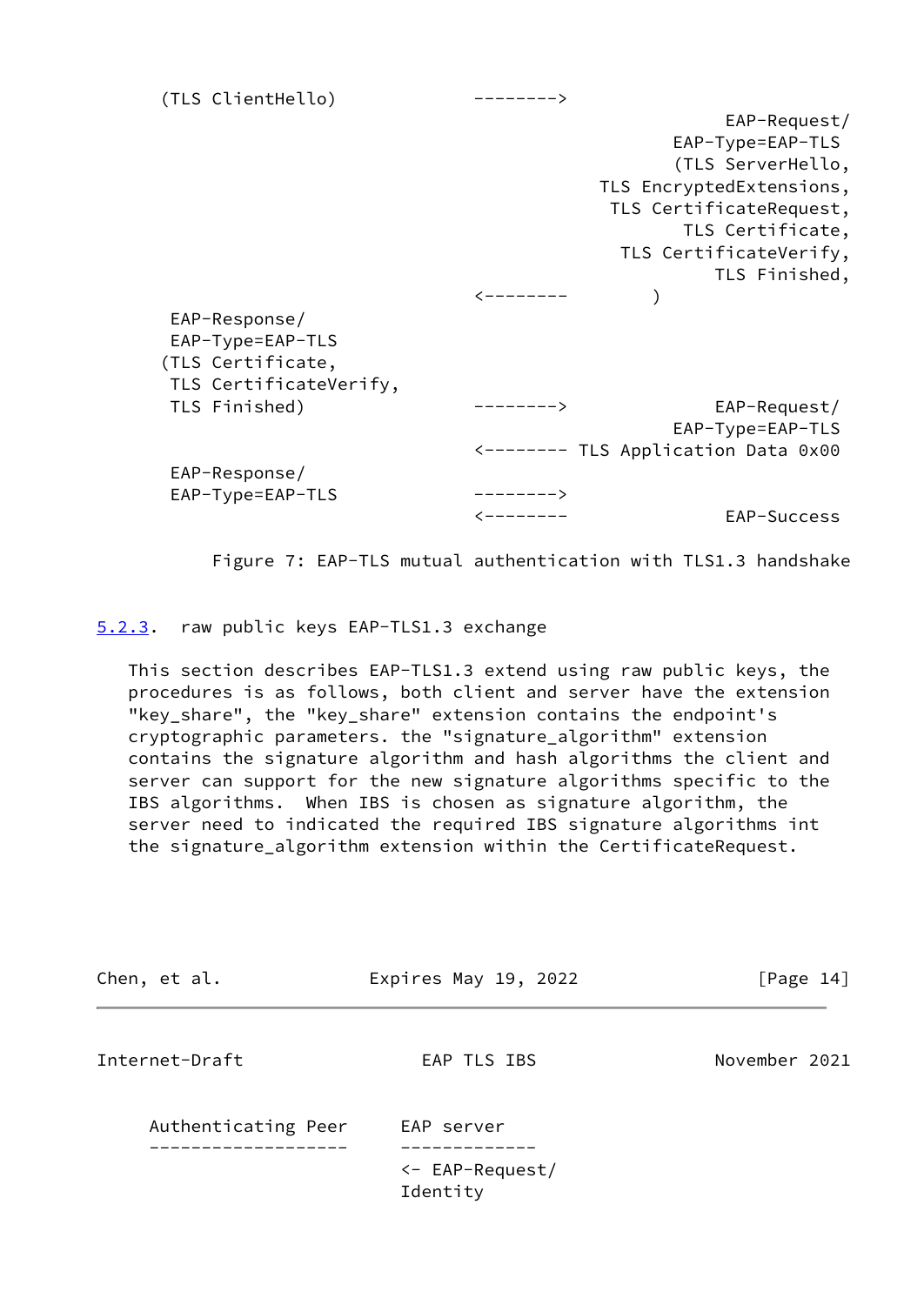```
       (TLS ClientHello)           -------->
                                                            EAP-Request/
                                                       EAP-Type=EAP-TLS
                                                       (TLS ServerHello,
                                                TLS EncryptedExtensions,
                                                 TLS CertificateRequest,
                                                        TLS Certificate,
                                                  TLS CertificateVerify,
                                                           TLS Finished,
                                   <--------           )
        EAP-Response/
        EAP-Type=EAP-TLS
       (TLS Certificate,
        TLS CertificateVerify,
        TLS Finished)              -------->                EAP-Request/
                                                       EAP-Type=EAP-TLS
                                   <-------- TLS Application Data 0x00
        EAP-Response/
        EAP-Type=EAP-TLS           -------->
                                   <--------                 EAP-Success
```

Figure 7: EAP-TLS mutual authentication with TLS1.3 handshake

### 5.2.3. raw public keys EAP-TLS1.3 exchange

This section describes EAP-TLS1.3 extend using raw public keys, the procedures is as follows, both client and server have the extension "key_share", the "key_share" extension contains the endpoint's cryptographic parameters. the "signature_algorithm" extension contains the signature algorithm and hash algorithms the client and server can support for the new signature algorithms specific to the IBS algorithms. When IBS is chosen as signature algorithm, the server need to indicated the required IBS signature algorithms int the signature_algorithm extension within the CertificateRequest.

```
     Authenticating Peer     EAP server
     -------------------     -------------
                             <- EAP-Request/
                             Identity
```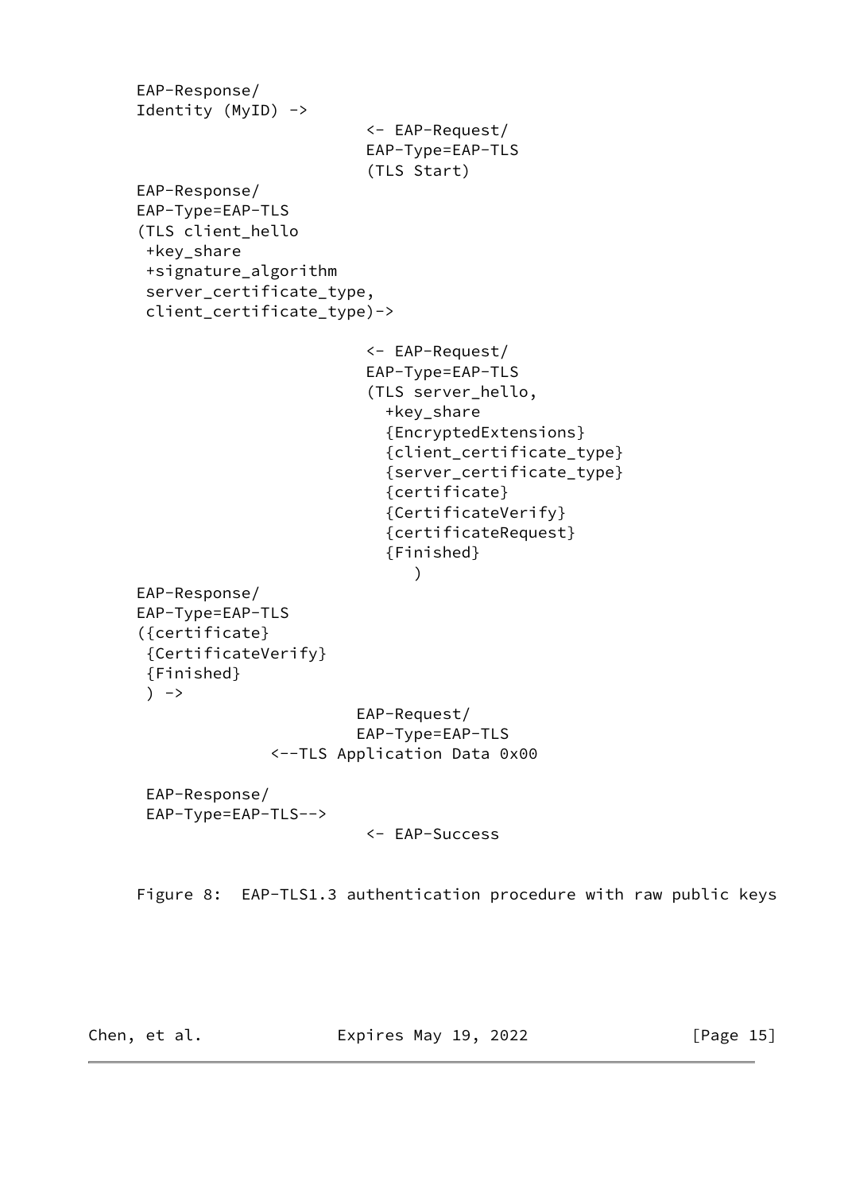```
     EAP-Response/
     Identity (MyID) ->
                              <- EAP-Request/
                              EAP-Type=EAP-TLS
                              (TLS Start)
     EAP-Response/
     EAP-Type=EAP-TLS
     (TLS client_hello
      +key_share
      +signature_algorithm
      server_certificate_type,
      client_certificate_type)->

                              <- EAP-Request/
                              EAP-Type=EAP-TLS
                              (TLS server_hello,
                                +key_share
                                {EncryptedExtensions}
                                {client_certificate_type}
                                {server_certificate_type}
                                {certificate}
                                {CertificateVerify}
                                {certificateRequest}
                                {Finished}
                                   )
     EAP-Response/
     EAP-Type=EAP-TLS
     ({certificate}
      {CertificateVerify}
      {Finished}
      ) ->
                             EAP-Request/
                             EAP-Type=EAP-TLS
                   <--TLS Application Data 0x00

      EAP-Response/
      EAP-Type=EAP-TLS-->
                              <- EAP-Success
```

Figure 8: EAP-TLS1.3 authentication procedure with raw public keys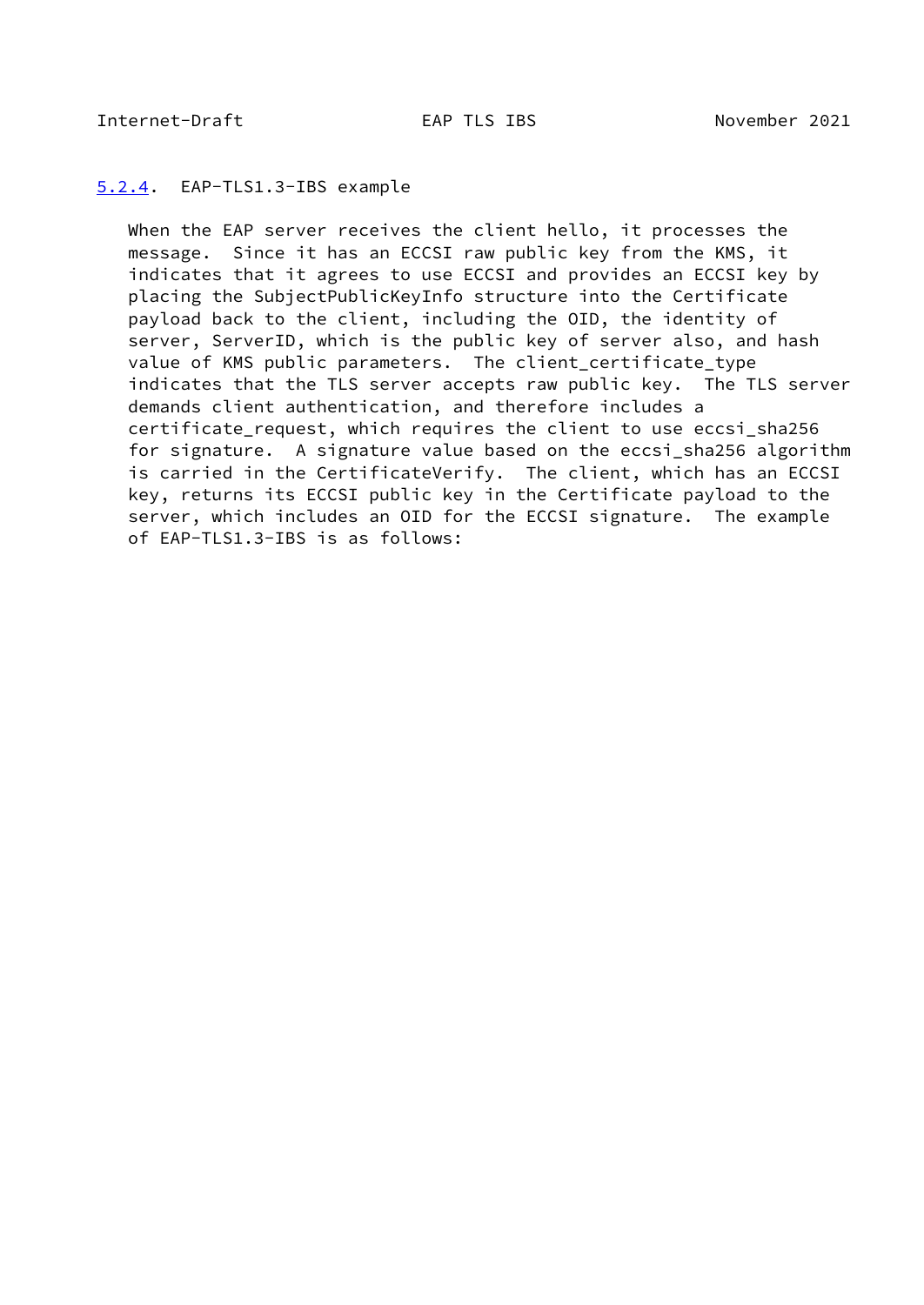### 5.2.4. EAP-TLS1.3-IBS example

When the EAP server receives the client hello, it processes the message. Since it has an ECCSI raw public key from the KMS, it indicates that it agrees to use ECCSI and provides an ECCSI key by placing the SubjectPublicKeyInfo structure into the Certificate payload back to the client, including the OID, the identity of server, ServerID, which is the public key of server also, and hash value of KMS public parameters. The client_certificate_type indicates that the TLS server accepts raw public key. The TLS server demands client authentication, and therefore includes a certificate_request, which requires the client to use eccsi_sha256 for signature. A signature value based on the eccsi_sha256 algorithm is carried in the CertificateVerify. The client, which has an ECCSI key, returns its ECCSI public key in the Certificate payload to the server, which includes an OID for the ECCSI signature. The example of EAP-TLS1.3-IBS is as follows: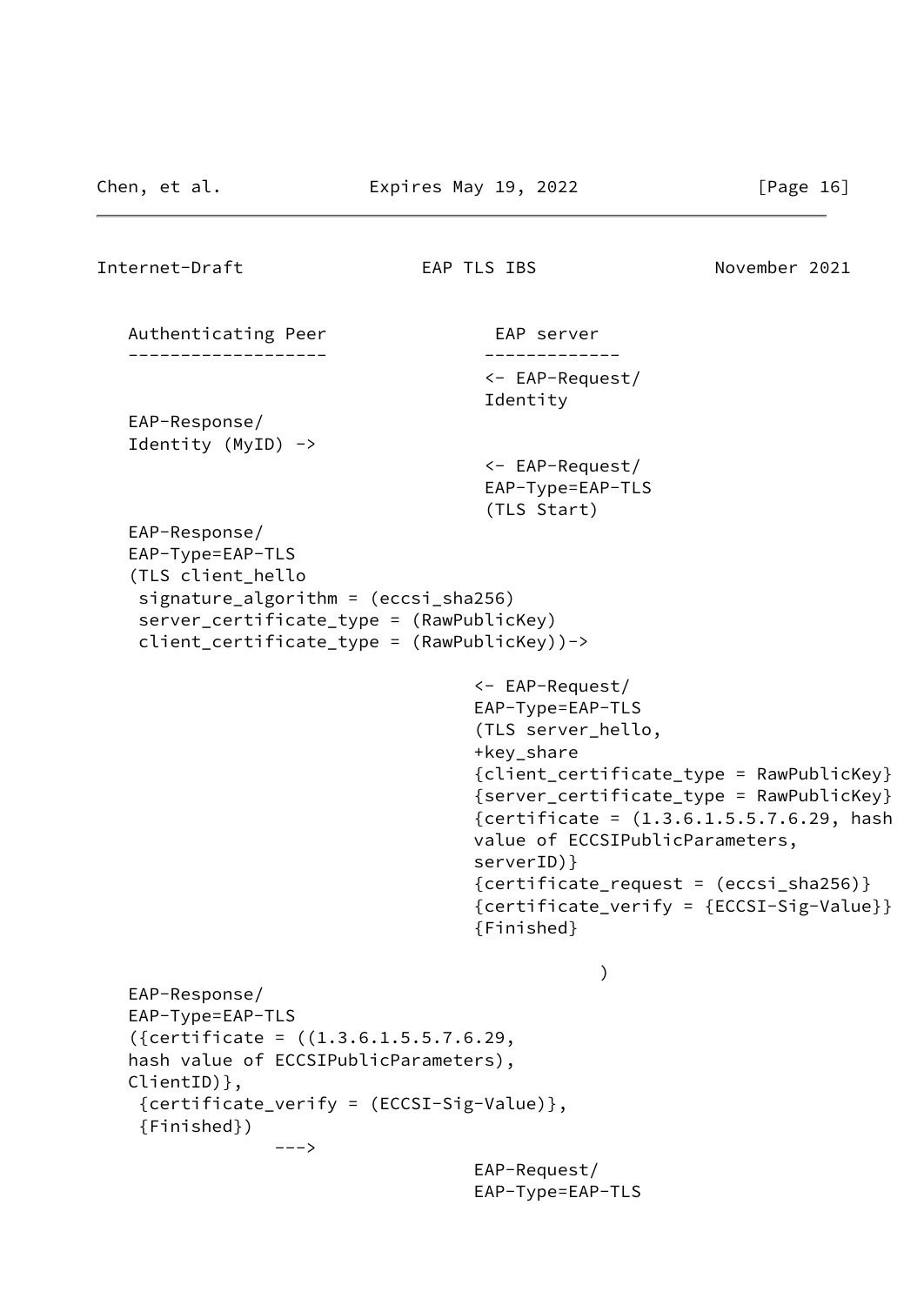```
   Authenticating Peer                 EAP server
   -------------------               -------------
                                     <- EAP-Request/
                                     Identity
   EAP-Response/
   Identity (MyID) ->
                                     <- EAP-Request/
                                     EAP-Type=EAP-TLS
                                     (TLS Start)
   EAP-Response/
   EAP-Type=EAP-TLS
   (TLS client_hello
    signature_algorithm = (eccsi_sha256)
    server_certificate_type = (RawPublicKey)
    client_certificate_type = (RawPublicKey))->

                                    <- EAP-Request/
                                    EAP-Type=EAP-TLS
                                    (TLS server_hello,
                                    +key_share
                                    {client_certificate_type = RawPublicKey}
                                    {server_certificate_type = RawPublicKey}
                                    {certificate = (1.3.6.1.5.5.7.6.29, hash
                                    value of ECCSIPublicParameters,
                                    serverID)}
                                    {certificate_request = (eccsi_sha256)}
                                    {certificate_verify = {ECCSI-Sig-Value}}
                                    {Finished}

                                                )
   EAP-Response/
   EAP-Type=EAP-TLS
   ({certificate = ((1.3.6.1.5.5.7.6.29,
   hash value of ECCSIPublicParameters),
   ClientID)},
    {certificate_verify = (ECCSI-Sig-Value)},
    {Finished})
                --->
                                    EAP-Request/
                                    EAP-Type=EAP-TLS
```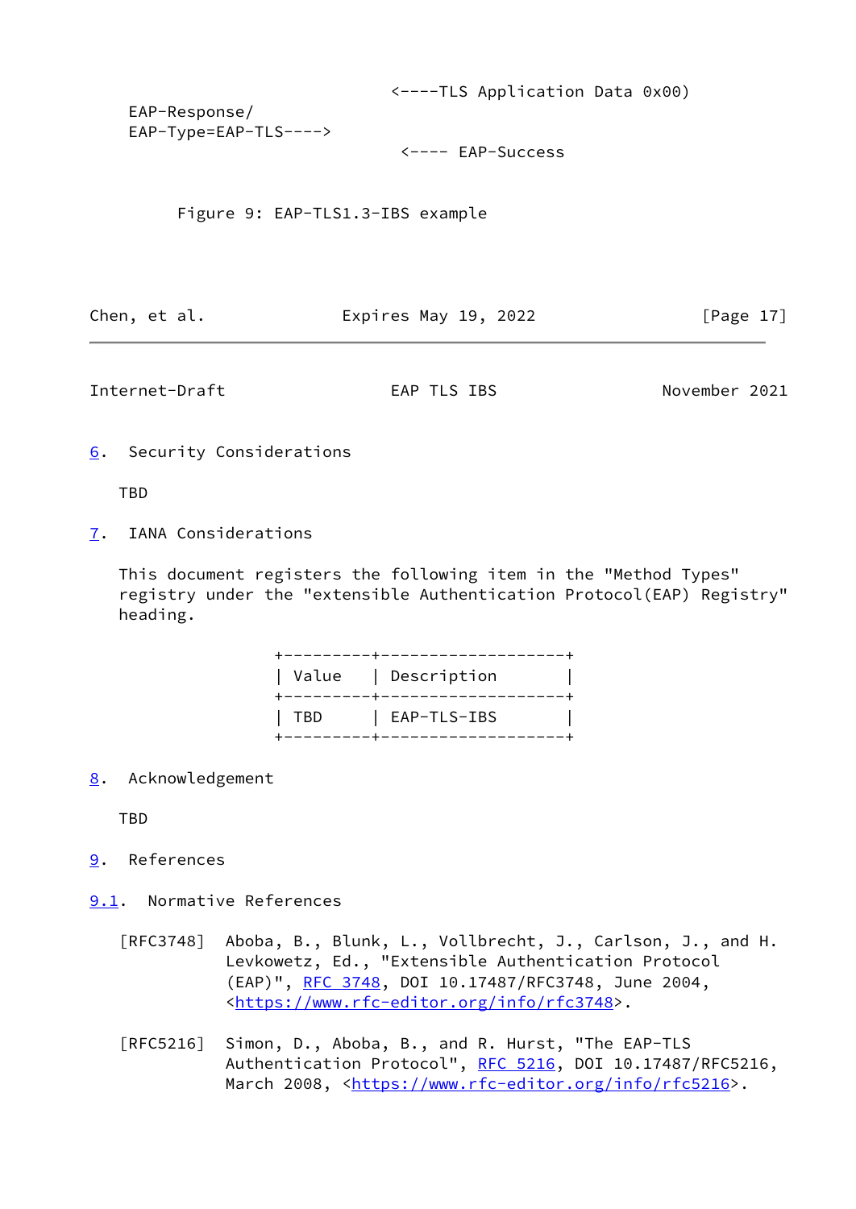```
                                <----TLS Application Data 0x00)
 EAP-Response/
 EAP-Type=EAP-TLS---->
                                 <---- EAP-Success
```

Figure 9: EAP-TLS1.3-IBS example

## 6. Security Considerations

TBD

## 7. IANA Considerations

This document registers the following item in the "Method Types" registry under the "extensible Authentication Protocol(EAP) Registry" heading.

| Value | Description |
|---|---|
| TBD | EAP-TLS-IBS |

## 8. Acknowledgement

TBD

## 9. References

### 9.1. Normative References

[RFC3748] Aboba, B., Blunk, L., Vollbrecht, J., Carlson, J., and H. Levkowetz, Ed., "Extensible Authentication Protocol (EAP)", RFC 3748, DOI 10.17487/RFC3748, June 2004, <https://www.rfc-editor.org/info/rfc3748>.

[RFC5216] Simon, D., Aboba, B., and R. Hurst, "The EAP-TLS Authentication Protocol", RFC 5216, DOI 10.17487/RFC5216, March 2008, <https://www.rfc-editor.org/info/rfc5216>.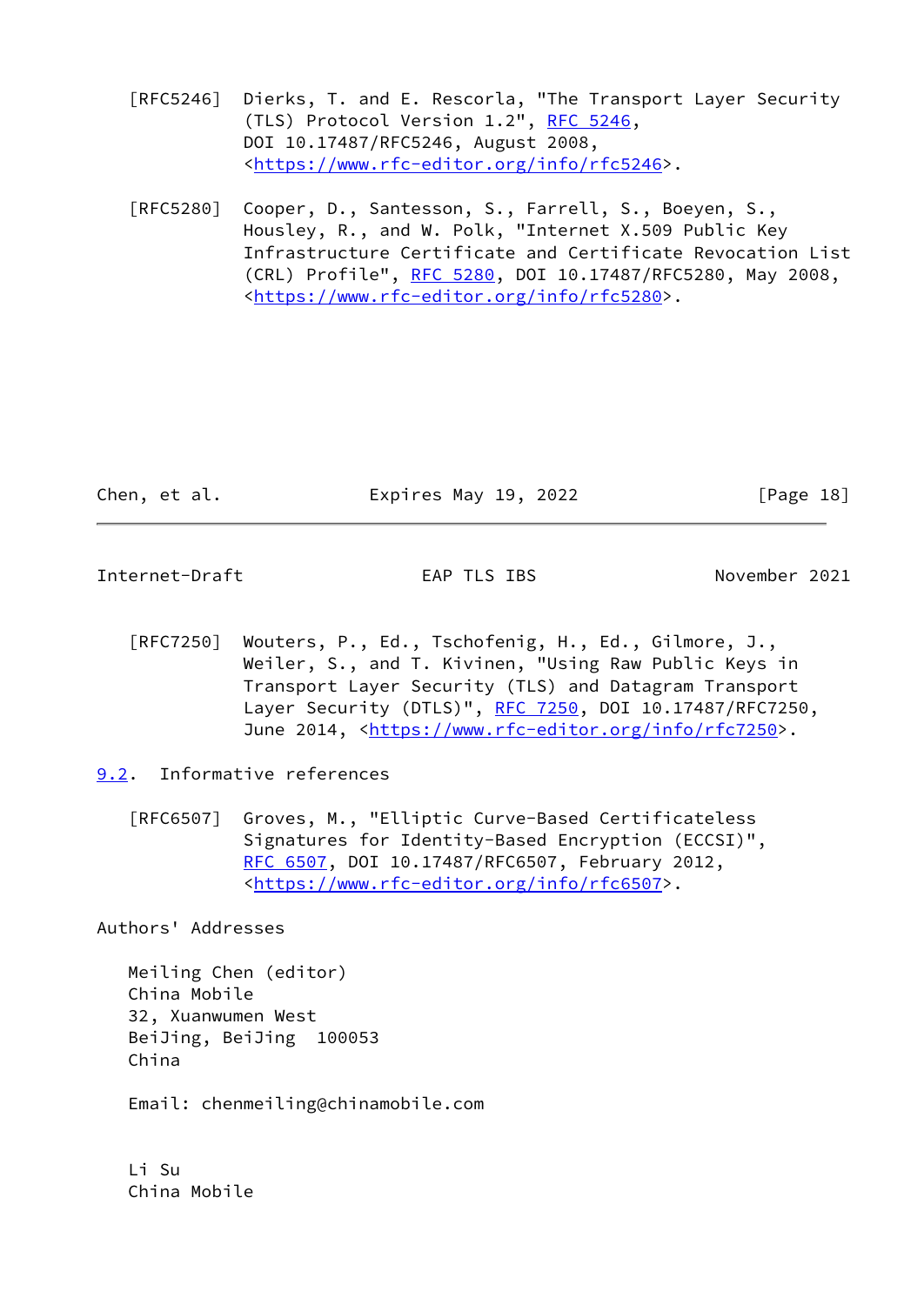[RFC5246] Dierks, T. and E. Rescorla, "The Transport Layer Security (TLS) Protocol Version 1.2", RFC 5246, DOI 10.17487/RFC5246, August 2008, <https://www.rfc-editor.org/info/rfc5246>.

[RFC5280] Cooper, D., Santesson, S., Farrell, S., Boeyen, S., Housley, R., and W. Polk, "Internet X.509 Public Key Infrastructure Certificate and Certificate Revocation List (CRL) Profile", RFC 5280, DOI 10.17487/RFC5280, May 2008, <https://www.rfc-editor.org/info/rfc5280>.

[RFC7250] Wouters, P., Ed., Tschofenig, H., Ed., Gilmore, J., Weiler, S., and T. Kivinen, "Using Raw Public Keys in Transport Layer Security (TLS) and Datagram Transport Layer Security (DTLS)", RFC 7250, DOI 10.17487/RFC7250, June 2014, <https://www.rfc-editor.org/info/rfc7250>.

### 9.2. Informative references

[RFC6507] Groves, M., "Elliptic Curve-Based Certificateless Signatures for Identity-Based Encryption (ECCSI)", RFC 6507, DOI 10.17487/RFC6507, February 2012, <https://www.rfc-editor.org/info/rfc6507>.

## Authors' Addresses

Meiling Chen (editor)
China Mobile
32, Xuanwumen West
BeiJing, BeiJing 100053
China

Email: chenmeiling@chinamobile.com

Li Su
China Mobile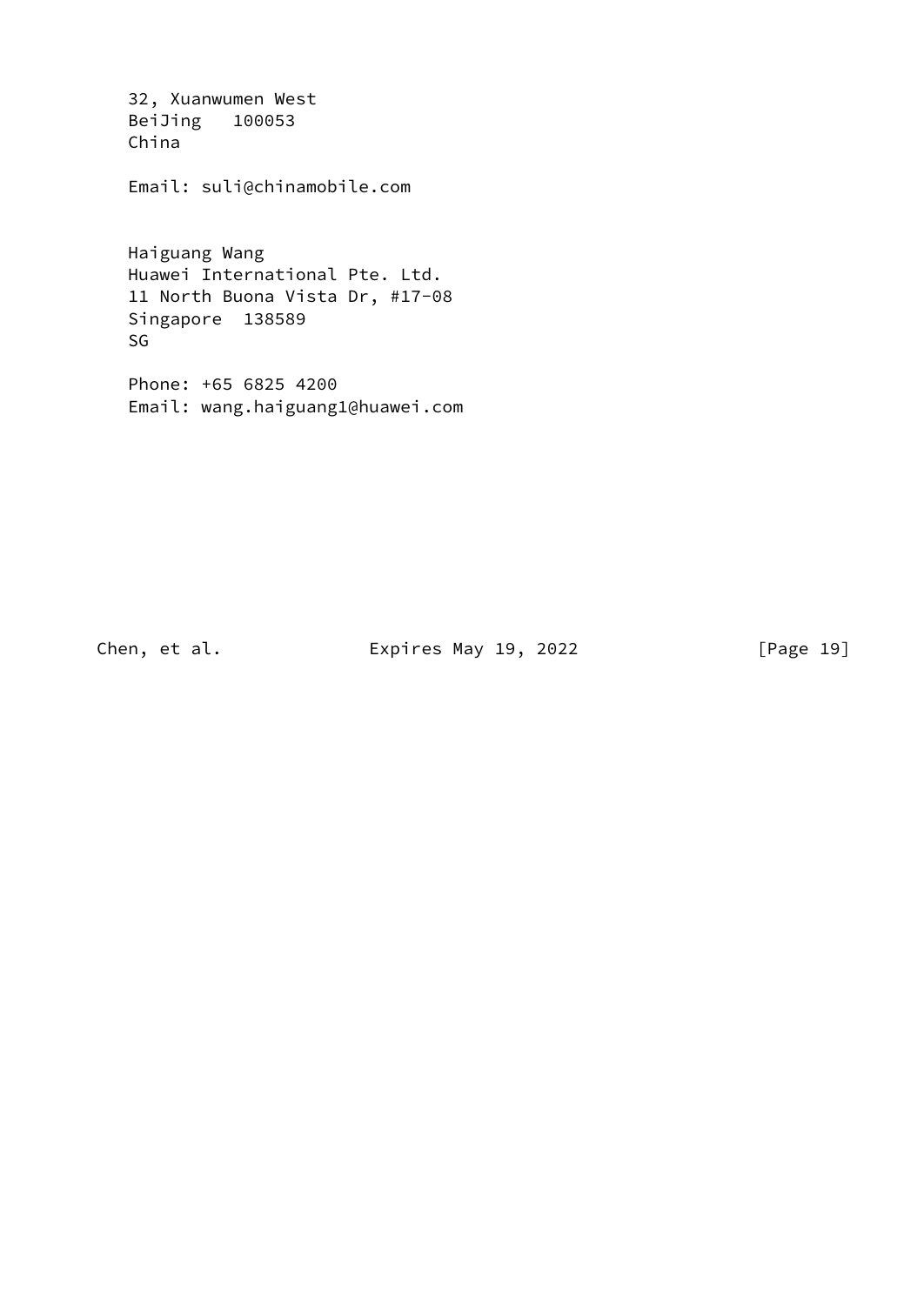32, Xuanwumen West
BeiJing   100053
China

Email: suli@chinamobile.com

Haiguang Wang
Huawei International Pte. Ltd.
11 North Buona Vista Dr, #17-08
Singapore  138589
SG

Phone: +65 6825 4200
Email: wang.haiguang1@huawei.com